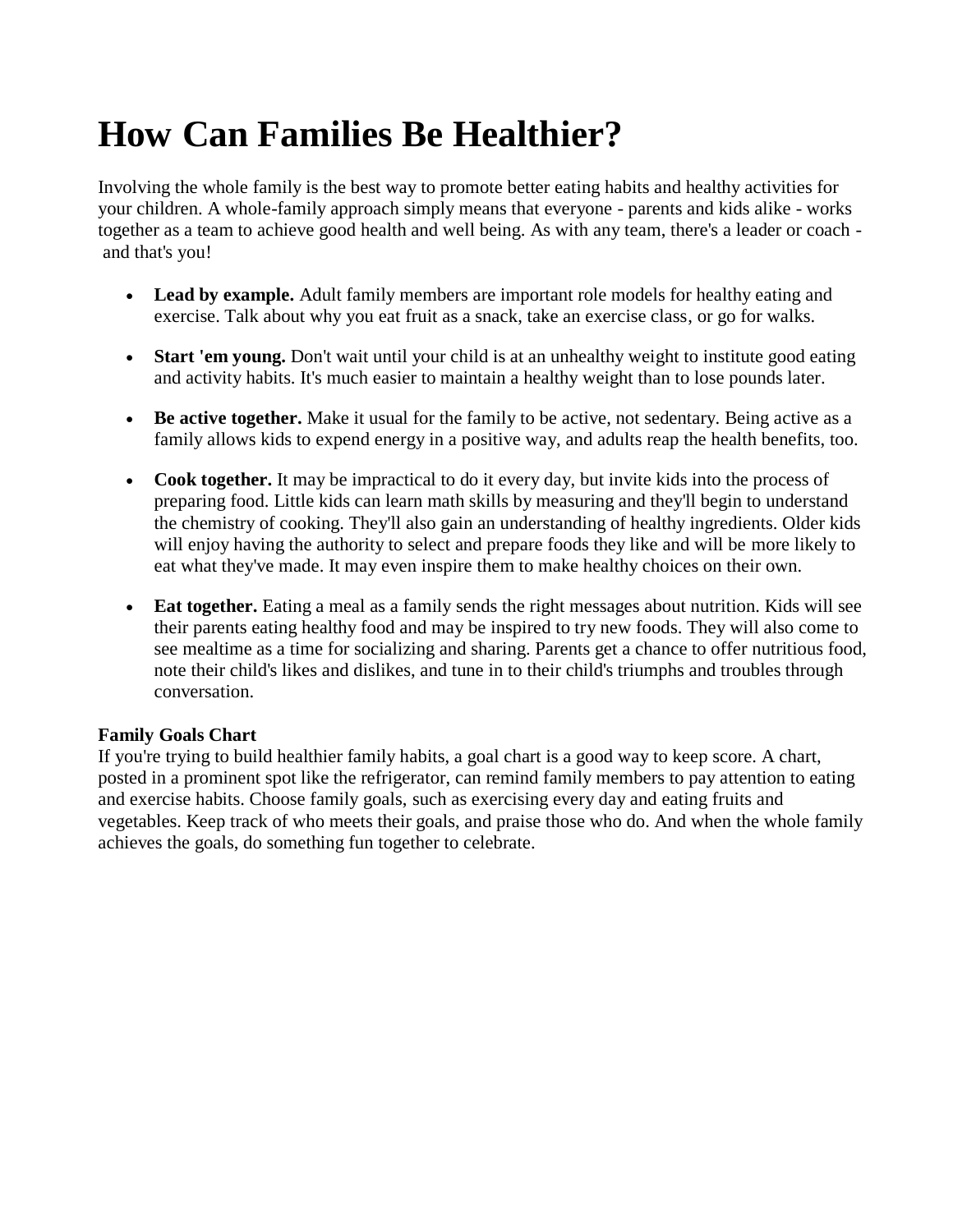# How Can Families Be Healthier?

Involving the whole family is the best way to promote better eating habits and healthy activities for your children. A whole-family approach simply means that everyone - parents and kids alike - works together as a team to achieve good health and well being. As with any team, there's a leader or coach - and that's you!

- **Lead by example.** Adult family members are important role models for healthy eating and exercise. Talk about why you eat fruit as a snack, take an exercise class, or go for walks.
- **Start 'em young.** Don't wait until your child is at an unhealthy weight to institute good eating and activity habits. It's much easier to maintain a healthy weight than to lose pounds later.
- **Be active together.** Make it usual for the family to be active, not sedentary. Being active as a family allows kids to expend energy in a positive way, and adults reap the health benefits, too.
- **Cook together.** It may be impractical to do it every day, but invite kids into the process of preparing food. Little kids can learn math skills by measuring and they'll begin to understand the chemistry of cooking. They'll also gain an understanding of healthy ingredients. Older kids will enjoy having the authority to select and prepare foods they like and will be more likely to eat what they've made. It may even inspire them to make healthy choices on their own.
- **Eat together.** Eating a meal as a family sends the right messages about nutrition. Kids will see their parents eating healthy food and may be inspired to try new foods. They will also come to see mealtime as a time for socializing and sharing. Parents get a chance to offer nutritious food, note their child's likes and dislikes, and tune in to their child's triumphs and troubles through conversation.

**Family Goals Chart**

If you're trying to build healthier family habits, a goal chart is a good way to keep score. A chart, posted in a prominent spot like the refrigerator, can remind family members to pay attention to eating and exercise habits. Choose family goals, such as exercising every day and eating fruits and vegetables. Keep track of who meets their goals, and praise those who do. And when the whole family achieves the goals, do something fun together to celebrate.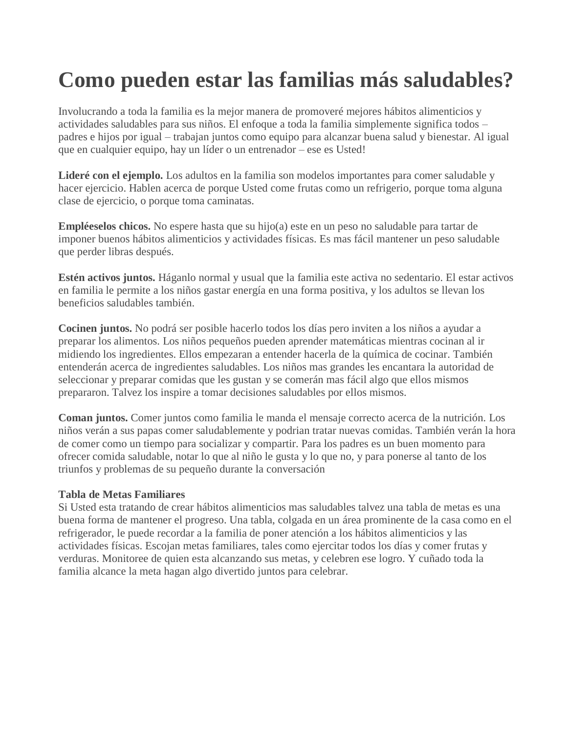# Como pueden estar las familias más saludables?

Involucrando a toda la familia es la mejor manera de promoveré mejores hábitos alimenticios y actividades saludables para sus niños. El enfoque a toda la familia simplemente significa todos – padres e hijos por igual – trabajan juntos como equipo para alcanzar buena salud y bienestar. Al igual que en cualquier equipo, hay un líder o un entrenador – ese es Usted!

**Lideré con el ejemplo.** Los adultos en la familia son modelos importantes para comer saludable y hacer ejercicio. Hablen acerca de porque Usted come frutas como un refrigerio, porque toma alguna clase de ejercicio, o porque toma caminatas.

**Empléeselos chicos.** No espere hasta que su hijo(a) este en un peso no saludable para tartar de imponer buenos hábitos alimenticios y actividades físicas. Es mas fácil mantener un peso saludable que perder libras después.

**Estén activos juntos.** Háganlo normal y usual que la familia este activa no sedentario. El estar activos en familia le permite a los niños gastar energía en una forma positiva, y los adultos se llevan los beneficios saludables también.

**Cocinen juntos.** No podrá ser posible hacerlo todos los días pero inviten a los niños a ayudar a preparar los alimentos. Los niños pequeños pueden aprender matemáticas mientras cocinan al ir midiendo los ingredientes. Ellos empezaran a entender hacerla de la química de cocinar. También entenderán acerca de ingredientes saludables. Los niños mas grandes les encantara la autoridad de seleccionar y preparar comidas que les gustan y se comerán mas fácil algo que ellos mismos prepararon. Talvez los inspire a tomar decisiones saludables por ellos mismos.

**Coman juntos.** Comer juntos como familia le manda el mensaje correcto acerca de la nutrición. Los niños verán a sus papas comer saludablemente y podrian tratar nuevas comidas. También verán la hora de comer como un tiempo para socializar y compartir. Para los padres es un buen momento para ofrecer comida saludable, notar lo que al niño le gusta y lo que no, y para ponerse al tanto de los triunfos y problemas de su pequeño durante la conversación

**Tabla de Metas Familiares**
Si Usted esta tratando de crear hábitos alimenticios mas saludables talvez una tabla de metas es una buena forma de mantener el progreso. Una tabla, colgada en un área prominente de la casa como en el refrigerador, le puede recordar a la familia de poner atención a los hábitos alimenticios y las actividades físicas. Escojan metas familiares, tales como ejercitar todos los días y comer frutas y verduras. Monitoree de quien esta alcanzando sus metas, y celebren ese logro. Y cuñado toda la familia alcance la meta hagan algo divertido juntos para celebrar.